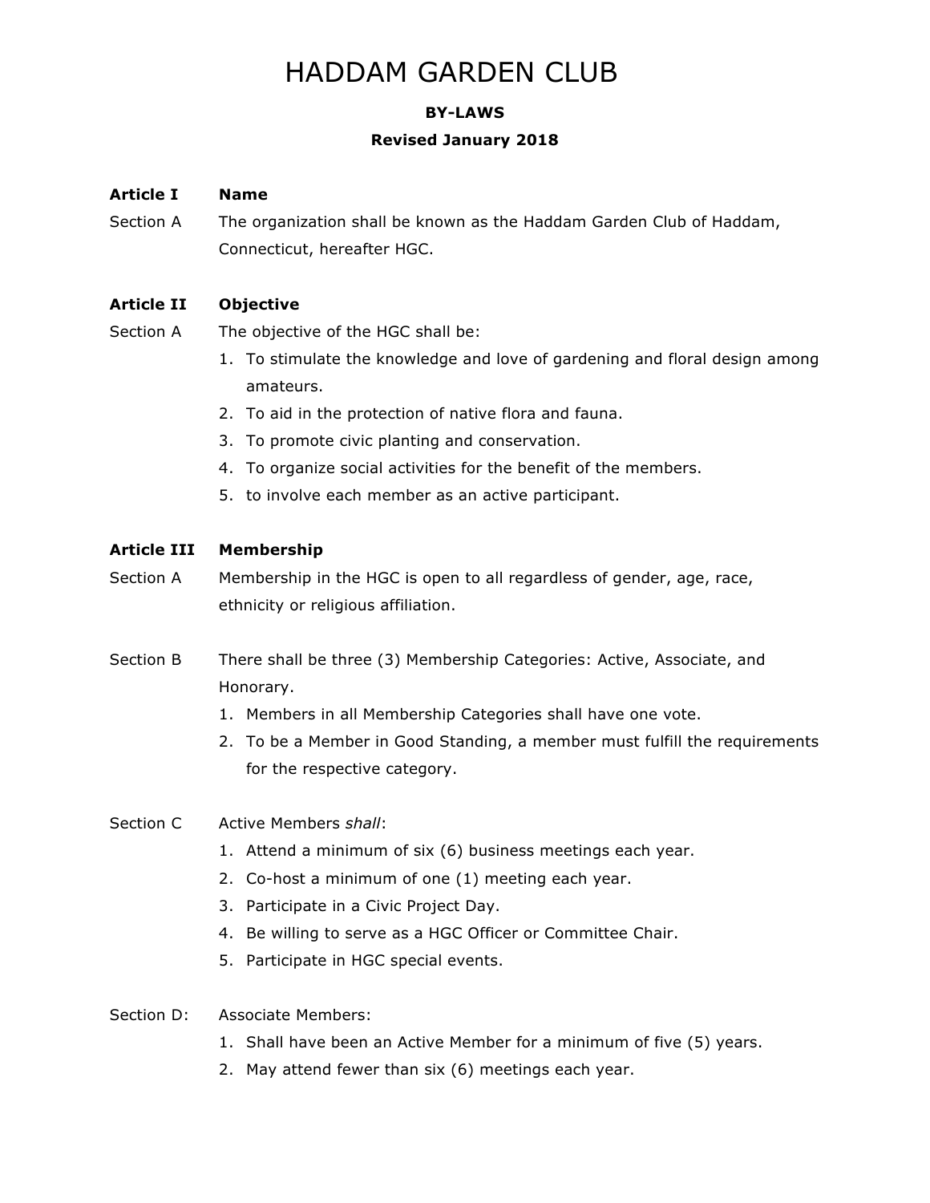# HADDAM GARDEN CLUB

**BY-LAWS**

**Revised January 2018**

## Article I Name

Section A The organization shall be known as the Haddam Garden Club of Haddam, Connecticut, hereafter HGC.

## Article II Objective

Section A The objective of the HGC shall be:

1. To stimulate the knowledge and love of gardening and floral design among amateurs.
2. To aid in the protection of native flora and fauna.
3. To promote civic planting and conservation.
4. To organize social activities for the benefit of the members.
5. to involve each member as an active participant.

## Article III Membership

Section A Membership in the HGC is open to all regardless of gender, age, race, ethnicity or religious affiliation.

Section B There shall be three (3) Membership Categories: Active, Associate, and Honorary.

1. Members in all Membership Categories shall have one vote.
2. To be a Member in Good Standing, a member must fulfill the requirements for the respective category.

Section C Active Members *shall*:

1. Attend a minimum of six (6) business meetings each year.
2. Co-host a minimum of one (1) meeting each year.
3. Participate in a Civic Project Day.
4. Be willing to serve as a HGC Officer or Committee Chair.
5. Participate in HGC special events.

Section D: Associate Members:

1. Shall have been an Active Member for a minimum of five (5) years.
2. May attend fewer than six (6) meetings each year.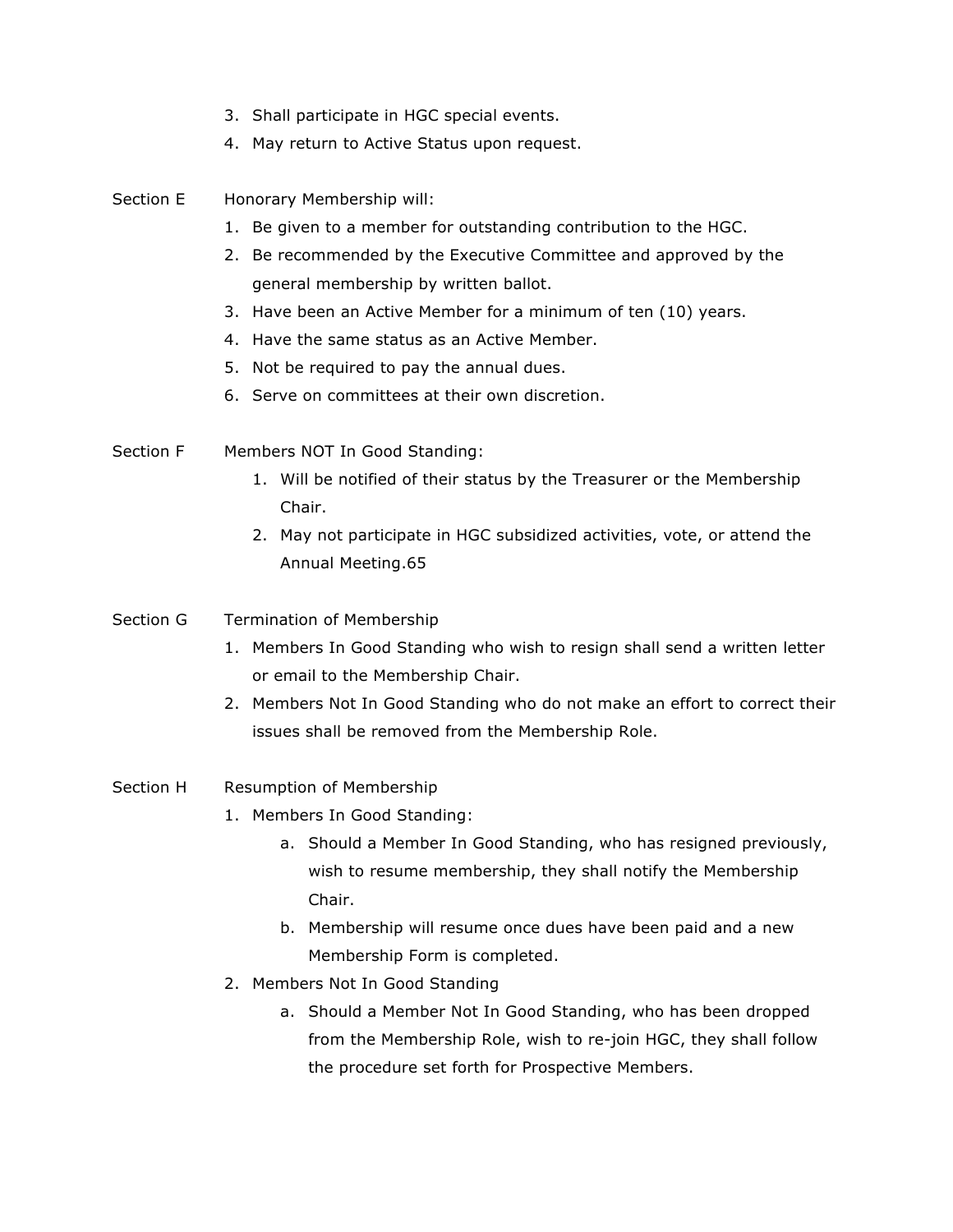3. Shall participate in HGC special events.
4. May return to Active Status upon request.

Section E Honorary Membership will:

1. Be given to a member for outstanding contribution to the HGC.
2. Be recommended by the Executive Committee and approved by the general membership by written ballot.
3. Have been an Active Member for a minimum of ten (10) years.
4. Have the same status as an Active Member.
5. Not be required to pay the annual dues.
6. Serve on committees at their own discretion.

Section F Members NOT In Good Standing:

1. Will be notified of their status by the Treasurer or the Membership Chair.
2. May not participate in HGC subsidized activities, vote, or attend the Annual Meeting.65

Section G Termination of Membership

1. Members In Good Standing who wish to resign shall send a written letter or email to the Membership Chair.
2. Members Not In Good Standing who do not make an effort to correct their issues shall be removed from the Membership Role.

Section H Resumption of Membership

1. Members In Good Standing:
   a. Should a Member In Good Standing, who has resigned previously, wish to resume membership, they shall notify the Membership Chair.
   b. Membership will resume once dues have been paid and a new Membership Form is completed.
2. Members Not In Good Standing
   a. Should a Member Not In Good Standing, who has been dropped from the Membership Role, wish to re-join HGC, they shall follow the procedure set forth for Prospective Members.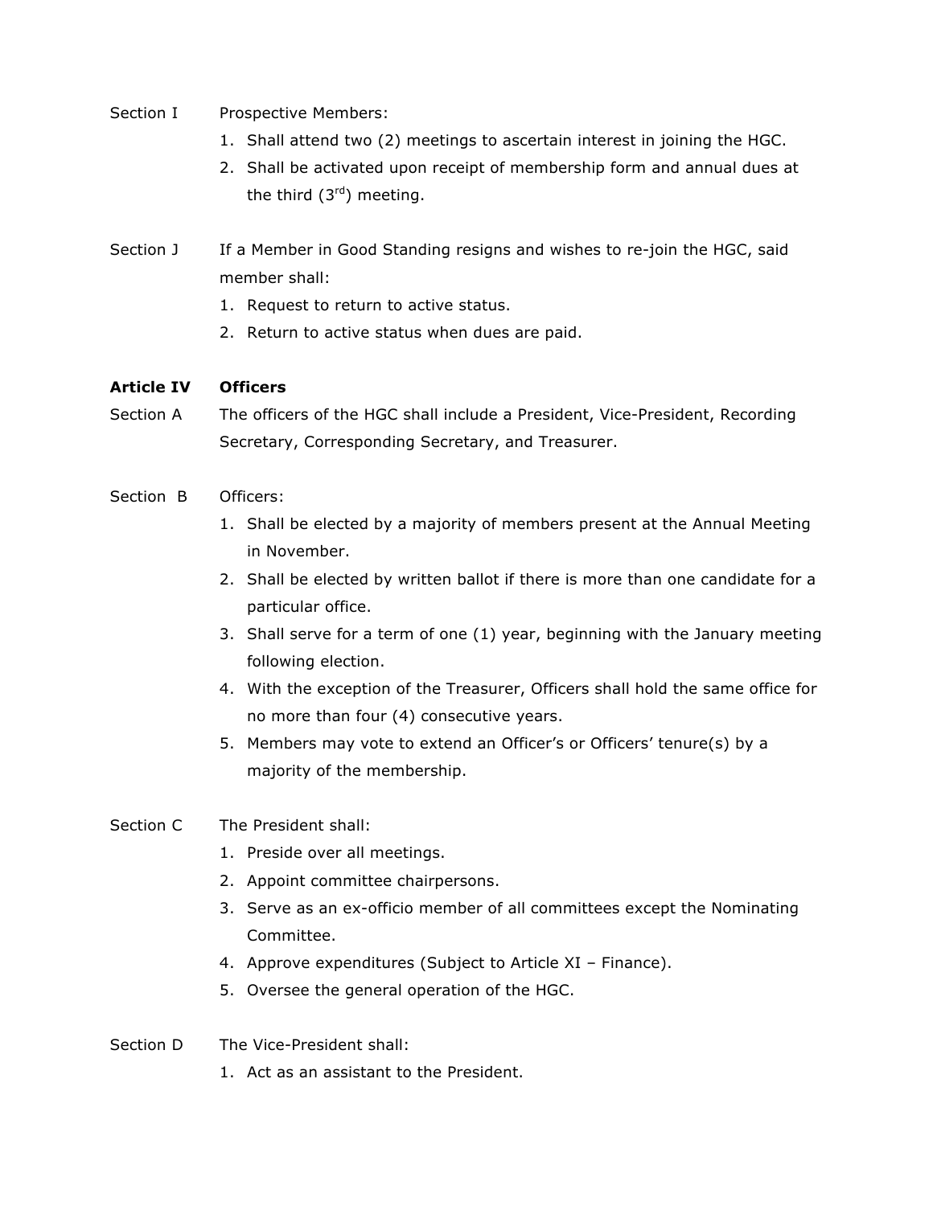Section I Prospective Members:

1. Shall attend two (2) meetings to ascertain interest in joining the HGC.
2. Shall be activated upon receipt of membership form and annual dues at the third (3rd) meeting.

Section J If a Member in Good Standing resigns and wishes to re-join the HGC, said member shall:

1. Request to return to active status.
2. Return to active status when dues are paid.

## Article IV Officers

Section A The officers of the HGC shall include a President, Vice-President, Recording Secretary, Corresponding Secretary, and Treasurer.

Section B Officers:

1. Shall be elected by a majority of members present at the Annual Meeting in November.
2. Shall be elected by written ballot if there is more than one candidate for a particular office.
3. Shall serve for a term of one (1) year, beginning with the January meeting following election.
4. With the exception of the Treasurer, Officers shall hold the same office for no more than four (4) consecutive years.
5. Members may vote to extend an Officer's or Officers' tenure(s) by a majority of the membership.

Section C The President shall:

1. Preside over all meetings.
2. Appoint committee chairpersons.
3. Serve as an ex-officio member of all committees except the Nominating Committee.
4. Approve expenditures (Subject to Article XI – Finance).
5. Oversee the general operation of the HGC.

Section D The Vice-President shall:

1. Act as an assistant to the President.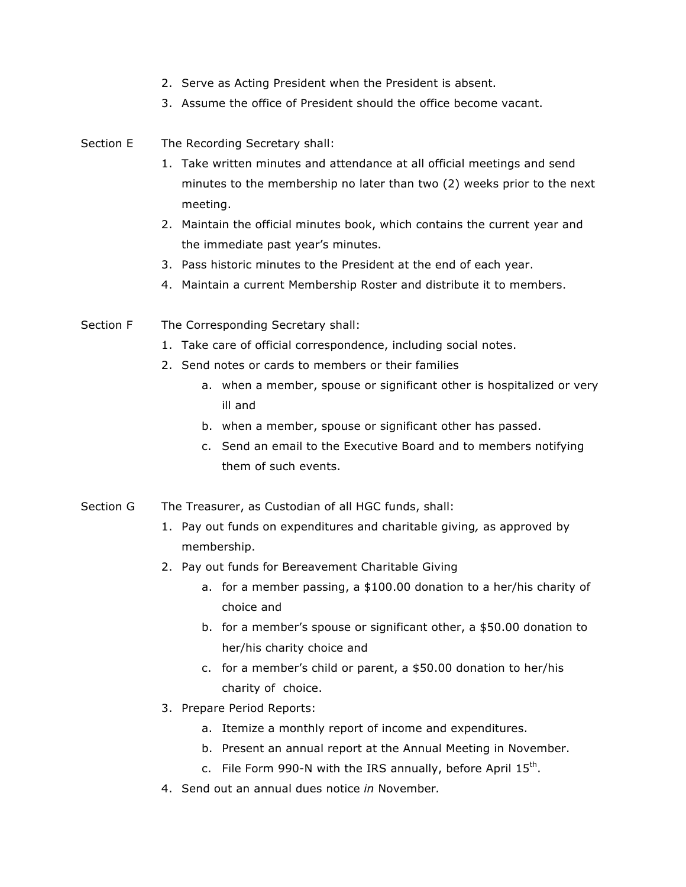2. Serve as Acting President when the President is absent.
3. Assume the office of President should the office become vacant.

Section E The Recording Secretary shall:

1. Take written minutes and attendance at all official meetings and send minutes to the membership no later than two (2) weeks prior to the next meeting.
2. Maintain the official minutes book, which contains the current year and the immediate past year's minutes.
3. Pass historic minutes to the President at the end of each year.
4. Maintain a current Membership Roster and distribute it to members.

Section F The Corresponding Secretary shall:

1. Take care of official correspondence, including social notes.
2. Send notes or cards to members or their families
   a. when a member, spouse or significant other is hospitalized or very ill and
   b. when a member, spouse or significant other has passed.
   c. Send an email to the Executive Board and to members notifying them of such events.

Section G The Treasurer, as Custodian of all HGC funds, shall:

1. Pay out funds on expenditures and charitable giving*,* as approved by membership.
2. Pay out funds for Bereavement Charitable Giving
   a. for a member passing, a $100.00 donation to a her/his charity of choice and
   b. for a member's spouse or significant other, a $50.00 donation to her/his charity choice and
   c. for a member's child or parent, a $50.00 donation to her/his charity of choice.
3. Prepare Period Reports:
   a. Itemize a monthly report of income and expenditures.
   b. Present an annual report at the Annual Meeting in November.
   c. File Form 990-N with the IRS annually, before April 15th.
4. Send out an annual dues notice *in* November*.*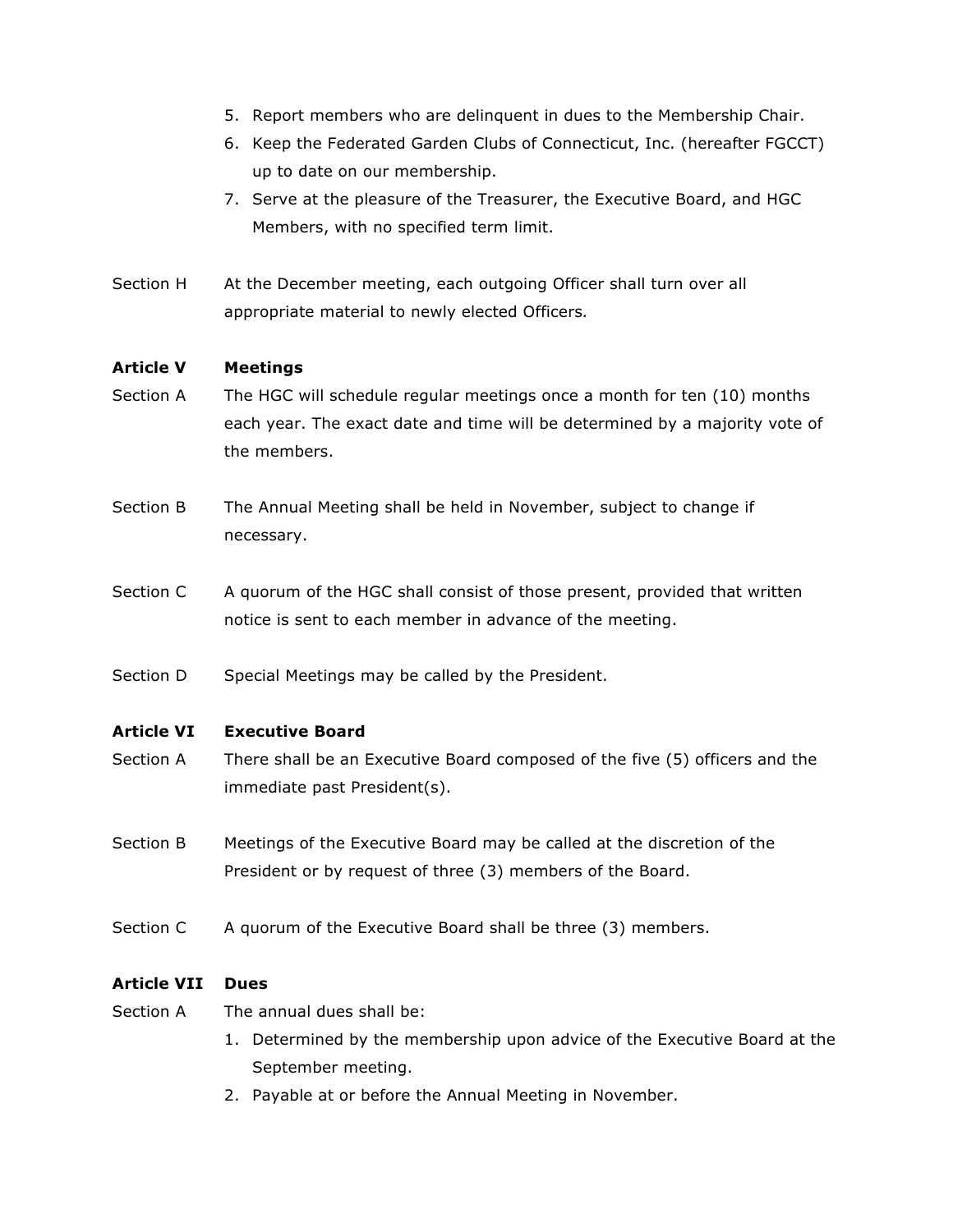5. Report members who are delinquent in dues to the Membership Chair.
6. Keep the Federated Garden Clubs of Connecticut, Inc. (hereafter FGCCT) up to date on our membership.
7. Serve at the pleasure of the Treasurer, the Executive Board, and HGC Members, with no specified term limit.

Section H At the December meeting, each outgoing Officer shall turn over all appropriate material to newly elected Officers.

**Article V Meetings**

Section A The HGC will schedule regular meetings once a month for ten (10) months each year. The exact date and time will be determined by a majority vote of the members.

Section B The Annual Meeting shall be held in November, subject to change if necessary.

Section C A quorum of the HGC shall consist of those present, provided that written notice is sent to each member in advance of the meeting.

Section D Special Meetings may be called by the President.

**Article VI Executive Board**

Section A There shall be an Executive Board composed of the five (5) officers and the immediate past President(s).

Section B Meetings of the Executive Board may be called at the discretion of the President or by request of three (3) members of the Board.

Section C A quorum of the Executive Board shall be three (3) members.

**Article VII Dues**

Section A The annual dues shall be:

1. Determined by the membership upon advice of the Executive Board at the September meeting.
2. Payable at or before the Annual Meeting in November.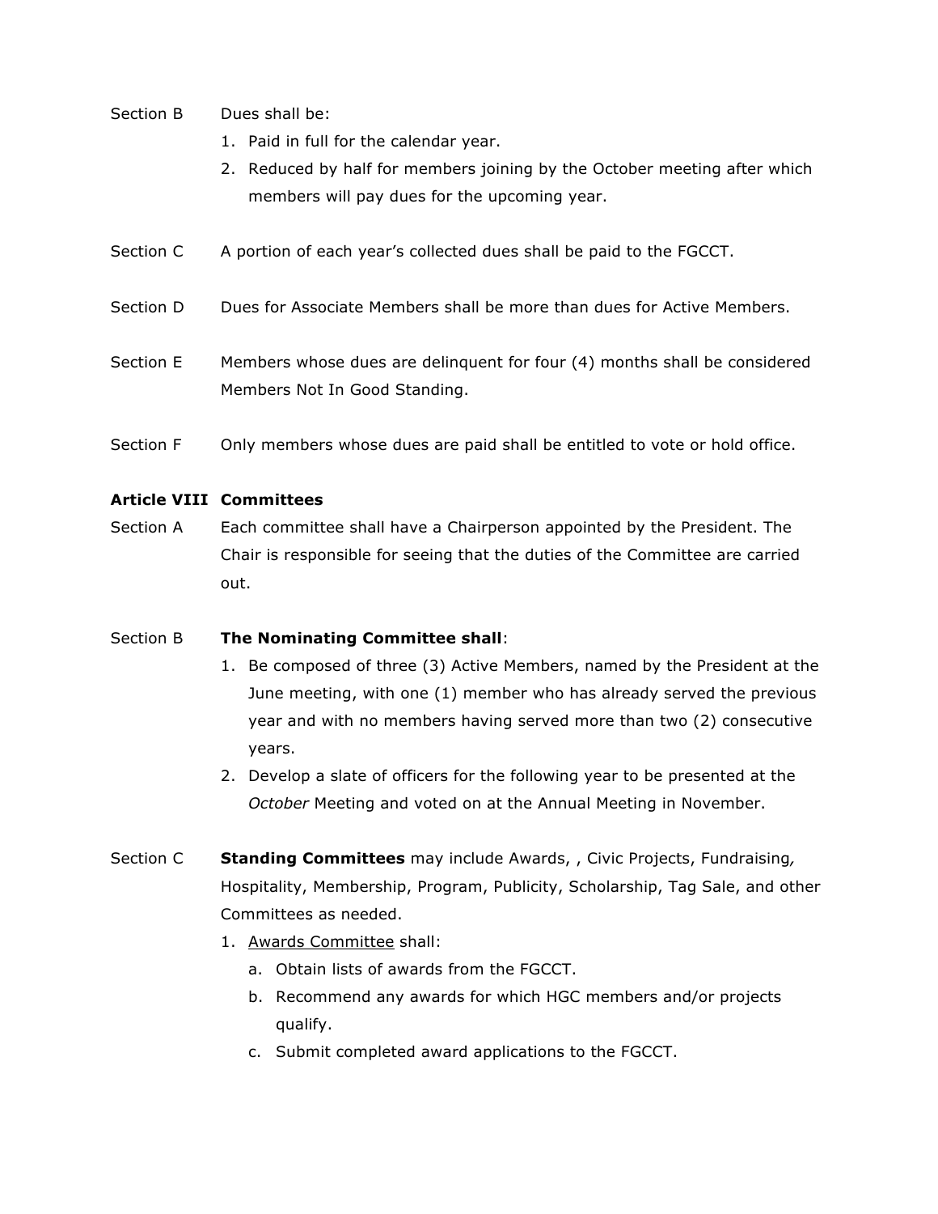Section B Dues shall be:

1. Paid in full for the calendar year.
2. Reduced by half for members joining by the October meeting after which members will pay dues for the upcoming year.

Section C A portion of each year's collected dues shall be paid to the FGCCT.

Section D Dues for Associate Members shall be more than dues for Active Members.

Section E Members whose dues are delinquent for four (4) months shall be considered Members Not In Good Standing.

Section F Only members whose dues are paid shall be entitled to vote or hold office.

**Article VIII Committees**

Section A Each committee shall have a Chairperson appointed by the President. The Chair is responsible for seeing that the duties of the Committee are carried out.

Section B **The Nominating Committee shall**:

1. Be composed of three (3) Active Members, named by the President at the June meeting, with one (1) member who has already served the previous year and with no members having served more than two (2) consecutive years.
2. Develop a slate of officers for the following year to be presented at the *October* Meeting and voted on at the Annual Meeting in November.

Section C **Standing Committees** may include Awards, , Civic Projects, Fundraising, Hospitality, Membership, Program, Publicity, Scholarship, Tag Sale, and other Committees as needed.

1. <u>Awards Committee</u> shall:
   a. Obtain lists of awards from the FGCCT.
   b. Recommend any awards for which HGC members and/or projects qualify.
   c. Submit completed award applications to the FGCCT.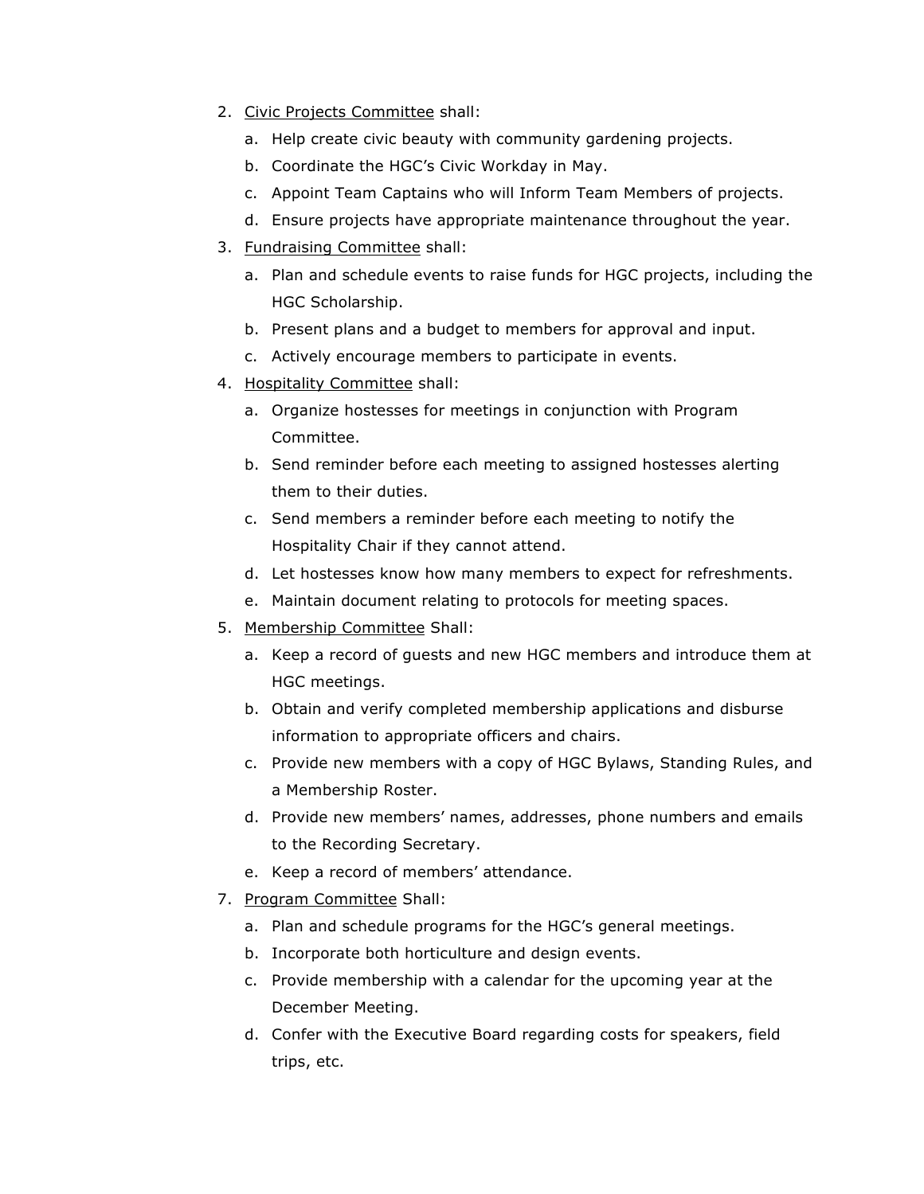2. Civic Projects Committee shall:
    a. Help create civic beauty with community gardening projects.
    b. Coordinate the HGC's Civic Workday in May.
    c. Appoint Team Captains who will Inform Team Members of projects.
    d. Ensure projects have appropriate maintenance throughout the year.
3. Fundraising Committee shall:
    a. Plan and schedule events to raise funds for HGC projects, including the HGC Scholarship.
    b. Present plans and a budget to members for approval and input.
    c. Actively encourage members to participate in events.
4. Hospitality Committee shall:
    a. Organize hostesses for meetings in conjunction with Program Committee.
    b. Send reminder before each meeting to assigned hostesses alerting them to their duties.
    c. Send members a reminder before each meeting to notify the Hospitality Chair if they cannot attend.
    d. Let hostesses know how many members to expect for refreshments.
    e. Maintain document relating to protocols for meeting spaces.
5. Membership Committee Shall:
    a. Keep a record of guests and new HGC members and introduce them at HGC meetings.
    b. Obtain and verify completed membership applications and disburse information to appropriate officers and chairs.
    c. Provide new members with a copy of HGC Bylaws, Standing Rules, and a Membership Roster.
    d. Provide new members' names, addresses, phone numbers and emails to the Recording Secretary.
    e. Keep a record of members' attendance.
7. Program Committee Shall:
    a. Plan and schedule programs for the HGC's general meetings.
    b. Incorporate both horticulture and design events.
    c. Provide membership with a calendar for the upcoming year at the December Meeting.
    d. Confer with the Executive Board regarding costs for speakers, field trips, etc.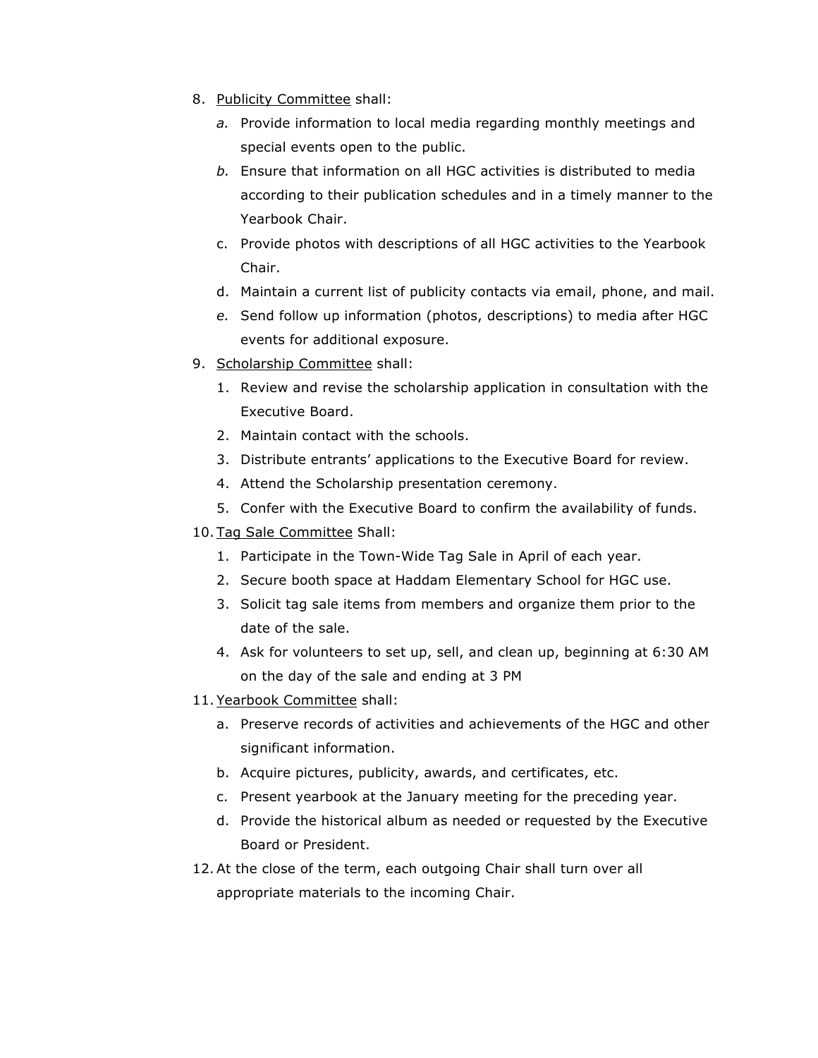8. Publicity Committee shall:
   a. Provide information to local media regarding monthly meetings and special events open to the public.
   b. Ensure that information on all HGC activities is distributed to media according to their publication schedules and in a timely manner to the Yearbook Chair.
   c. Provide photos with descriptions of all HGC activities to the Yearbook Chair.
   d. Maintain a current list of publicity contacts via email, phone, and mail.
   e. Send follow up information (photos, descriptions) to media after HGC events for additional exposure.
9. Scholarship Committee shall:
   1. Review and revise the scholarship application in consultation with the Executive Board.
   2. Maintain contact with the schools.
   3. Distribute entrants' applications to the Executive Board for review.
   4. Attend the Scholarship presentation ceremony.
   5. Confer with the Executive Board to confirm the availability of funds.
10. Tag Sale Committee Shall:
    1. Participate in the Town-Wide Tag Sale in April of each year.
    2. Secure booth space at Haddam Elementary School for HGC use.
    3. Solicit tag sale items from members and organize them prior to the date of the sale.
    4. Ask for volunteers to set up, sell, and clean up, beginning at 6:30 AM on the day of the sale and ending at 3 PM
11. Yearbook Committee shall:
    a. Preserve records of activities and achievements of the HGC and other significant information.
    b. Acquire pictures, publicity, awards, and certificates, etc.
    c. Present yearbook at the January meeting for the preceding year.
    d. Provide the historical album as needed or requested by the Executive Board or President.
12. At the close of the term, each outgoing Chair shall turn over all appropriate materials to the incoming Chair.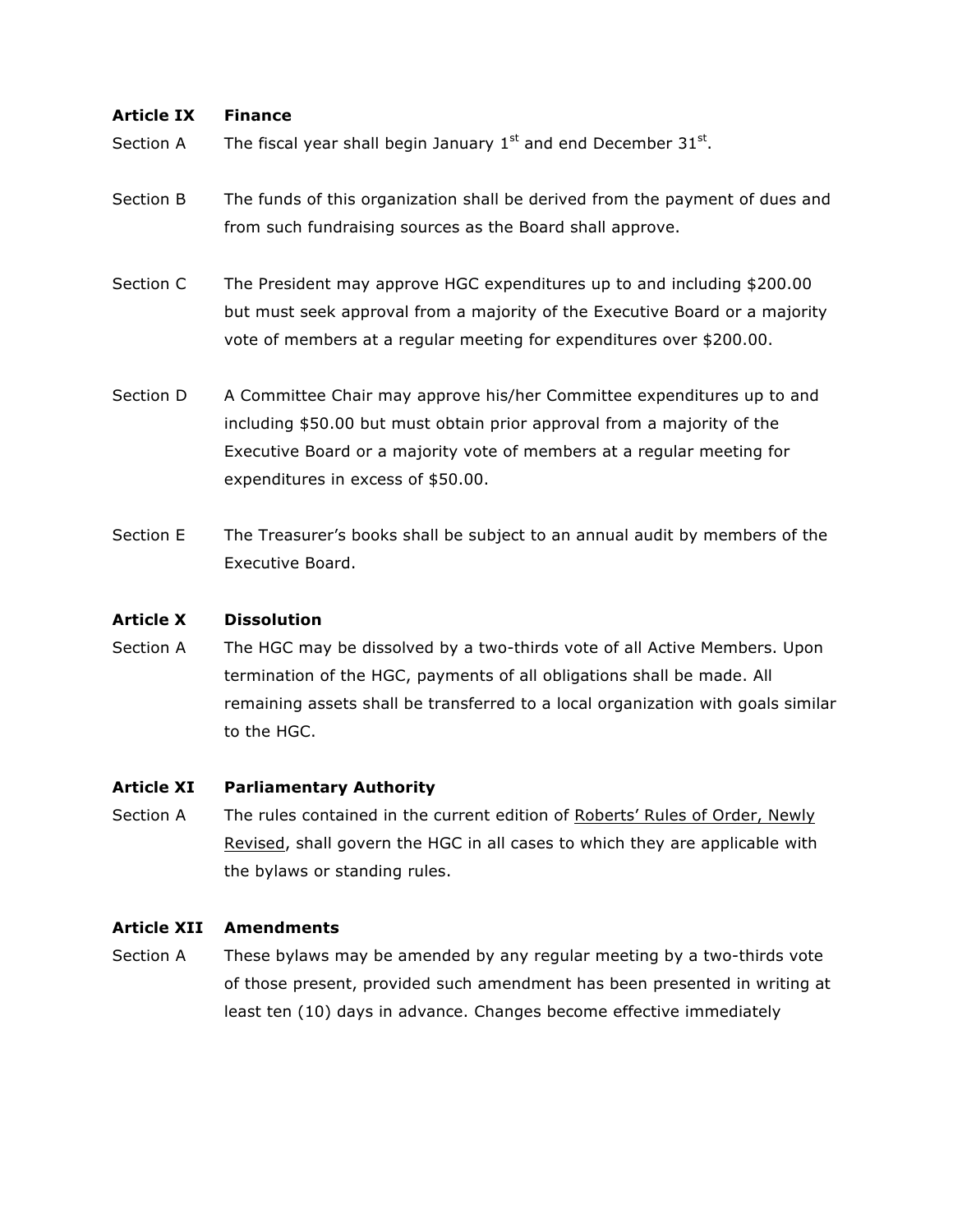**Article IX Finance**

Section A The fiscal year shall begin January 1st and end December 31st.

Section B The funds of this organization shall be derived from the payment of dues and from such fundraising sources as the Board shall approve.

Section C The President may approve HGC expenditures up to and including $200.00 but must seek approval from a majority of the Executive Board or a majority vote of members at a regular meeting for expenditures over $200.00.

Section D A Committee Chair may approve his/her Committee expenditures up to and including $50.00 but must obtain prior approval from a majority of the Executive Board or a majority vote of members at a regular meeting for expenditures in excess of $50.00.

Section E The Treasurer's books shall be subject to an annual audit by members of the Executive Board.

**Article X Dissolution**

Section A The HGC may be dissolved by a two-thirds vote of all Active Members. Upon termination of the HGC, payments of all obligations shall be made. All remaining assets shall be transferred to a local organization with goals similar to the HGC.

**Article XI Parliamentary Authority**

Section A The rules contained in the current edition of <u>Roberts' Rules of Order, Newly Revised</u>, shall govern the HGC in all cases to which they are applicable with the bylaws or standing rules.

**Article XII Amendments**

Section A These bylaws may be amended by any regular meeting by a two-thirds vote of those present, provided such amendment has been presented in writing at least ten (10) days in advance. Changes become effective immediately